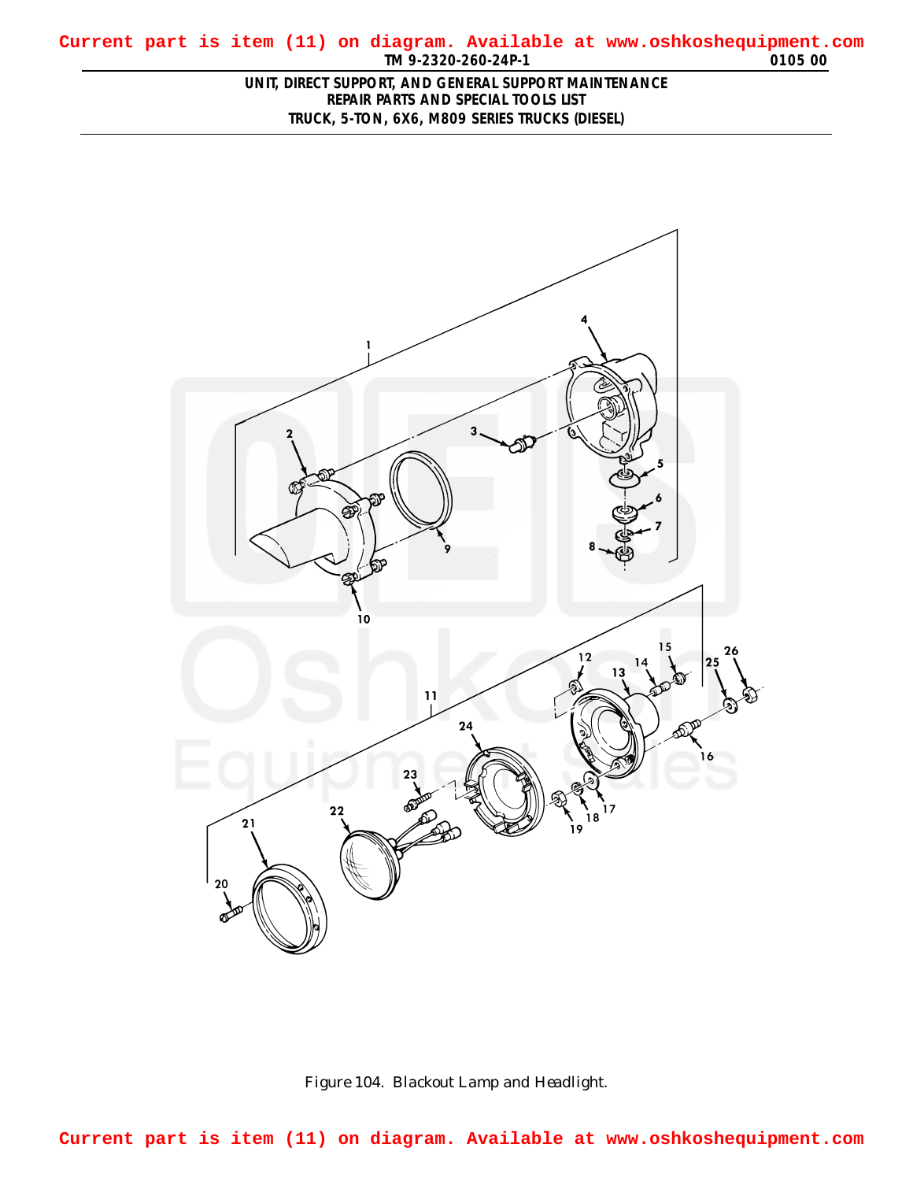Current part is item (11) on diagram. Available at www.oshkoshequipment.com

UNIT, DIRECT SUPPORT, AND GENERAL SUPPORT MAINTENANCE
REPAIR PARTS AND SPECIAL TOOLS LIST
TRUCK, 5-TON, 6X6, M809 SERIES TRUCKS (DIESEL)

Figure 104. Blackout Lamp and Headlight.

Current part is item (11) on diagram. Available at www.oshkoshequipment.com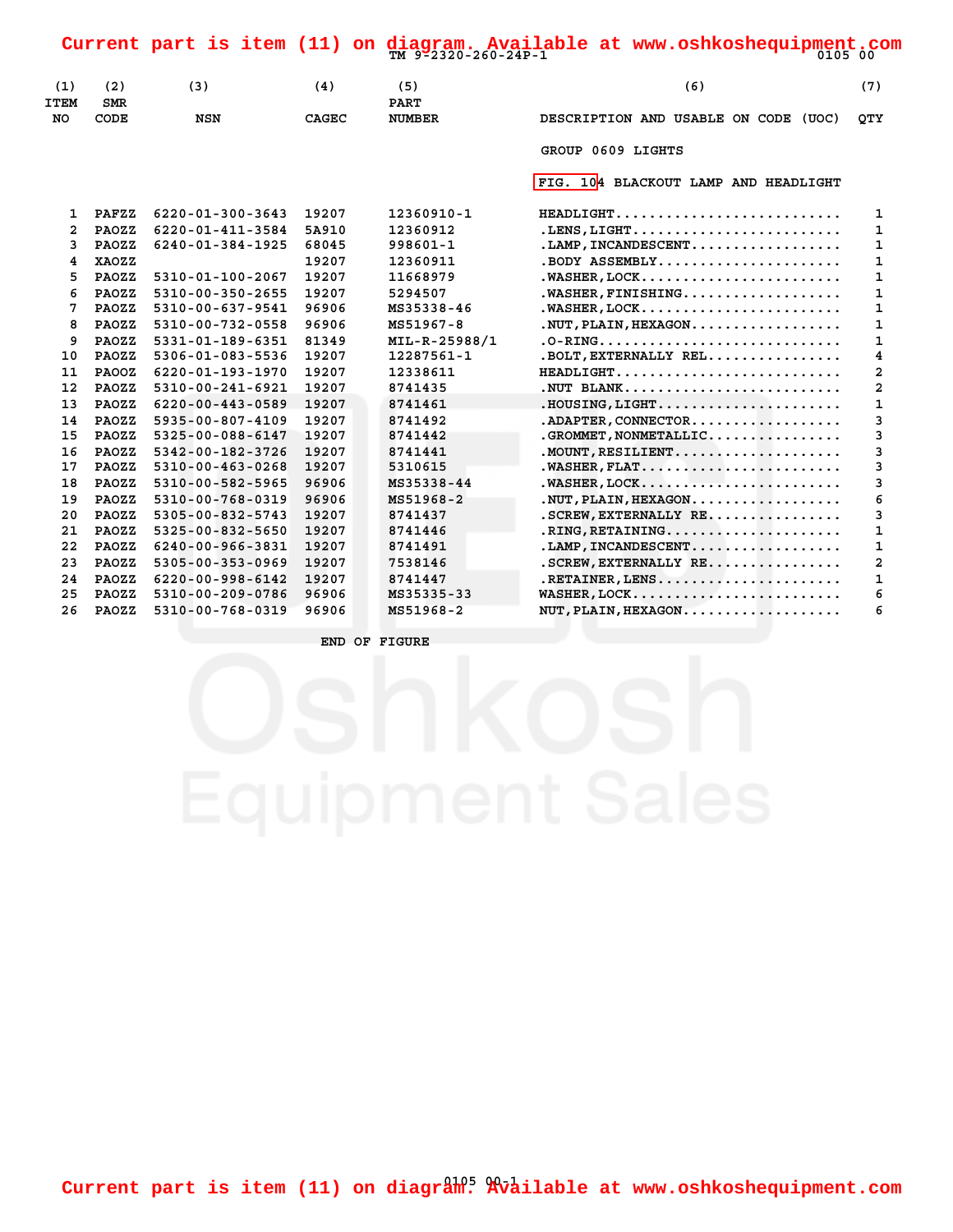Current part is item (11) on diagram. Available at www.oshkoshequipment.com

| (1) ITEM NO | (2) SMR CODE | (3) NSN | (4) CAGEC | (5) PART NUMBER | (6) DESCRIPTION AND USABLE ON CODE (UOC) | (7) QTY |
|---|---|---|---|---|---|---|
| | | | | | GROUP 0609 LIGHTS | |
| | | | | | FIG. 104 BLACKOUT LAMP AND HEADLIGHT | |
| 1 | PAFZZ | 6220-01-300-3643 | 19207 | 12360910-1 | HEADLIGHT.......................... | 1 |
| 2 | PAOZZ | 6220-01-411-3584 | 5A910 | 12360912 | .LENS,LIGHT........................ | 1 |
| 3 | PAOZZ | 6240-01-384-1925 | 68045 | 998601-1 | .LAMP,INCANDESCENT................. | 1 |
| 4 | XAOZZ | | 19207 | 12360911 | .BODY ASSEMBLY..................... | 1 |
| 5 | PAOZZ | 5310-01-100-2067 | 19207 | 11668979 | .WASHER,LOCK....................... | 1 |
| 6 | PAOZZ | 5310-00-350-2655 | 19207 | 5294507 | .WASHER,FINISHING.................. | 1 |
| 7 | PAOZZ | 5310-00-637-9541 | 96906 | MS35338-46 | .WASHER,LOCK....................... | 1 |
| 8 | PAOZZ | 5310-00-732-0558 | 96906 | MS51967-8 | .NUT,PLAIN,HEXAGON................. | 1 |
| 9 | PAOZZ | 5331-01-189-6351 | 81349 | MIL-R-25988/1 | .O-RING............................ | 1 |
| 10 | PAOZZ | 5306-01-083-5536 | 19207 | 12287561-1 | .BOLT,EXTERNALLY REL............... | 4 |
| 11 | PAOOZ | 6220-01-193-1970 | 19207 | 12338611 | HEADLIGHT.......................... | 2 |
| 12 | PAOZZ | 5310-00-241-6921 | 19207 | 8741435 | .NUT BLANK......................... | 2 |
| 13 | PAOZZ | 6220-00-443-0589 | 19207 | 8741461 | .HOUSING,LIGHT..................... | 1 |
| 14 | PAOZZ | 5935-00-807-4109 | 19207 | 8741492 | .ADAPTER,CONNECTOR................. | 3 |
| 15 | PAOZZ | 5325-00-088-6147 | 19207 | 8741442 | .GROMMET,NONMETALLIC............... | 3 |
| 16 | PAOZZ | 5342-00-182-3726 | 19207 | 8741441 | .MOUNT,RESILIENT................... | 3 |
| 17 | PAOZZ | 5310-00-463-0268 | 19207 | 5310615 | .WASHER,FLAT....................... | 3 |
| 18 | PAOZZ | 5310-00-582-5965 | 96906 | MS35338-44 | .WASHER,LOCK....................... | 3 |
| 19 | PAOZZ | 5310-00-768-0319 | 96906 | MS51968-2 | .NUT,PLAIN,HEXAGON................. | 6 |
| 20 | PAOZZ | 5305-00-832-5743 | 19207 | 8741437 | .SCREW,EXTERNALLY RE............... | 3 |
| 21 | PAOZZ | 5325-00-832-5650 | 19207 | 8741446 | .RING,RETAINING.................... | 1 |
| 22 | PAOZZ | 6240-00-966-3831 | 19207 | 8741491 | .LAMP,INCANDESCENT................. | 1 |
| 23 | PAOZZ | 5305-00-353-0969 | 19207 | 7538146 | .SCREW,EXTERNALLY RE............... | 2 |
| 24 | PAOZZ | 6220-00-998-6142 | 19207 | 8741447 | .RETAINER,LENS..................... | 1 |
| 25 | PAOZZ | 5310-00-209-0786 | 96906 | MS35335-33 | WASHER,LOCK........................ | 6 |
| 26 | PAOZZ | 5310-00-768-0319 | 96906 | MS51968-2 | NUT,PLAIN,HEXAGON.................. | 6 |

END OF FIGURE

Current part is item (11) on diagram. Available at www.oshkoshequipment.com